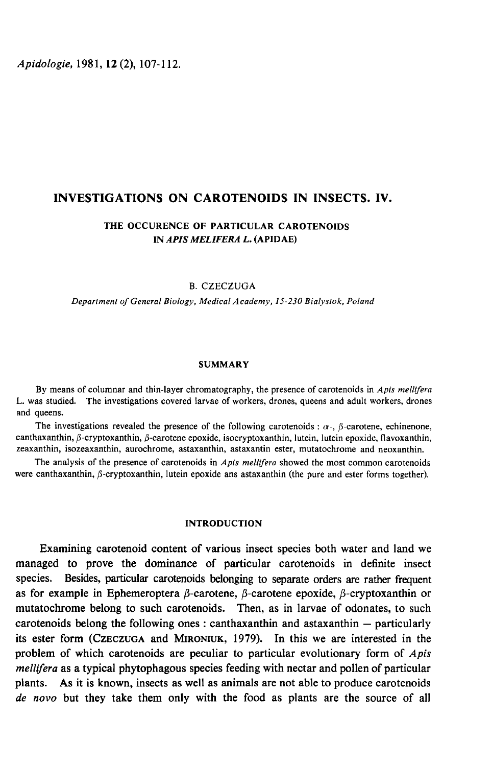# INVESTIGATIONS ON CAROTENOIDS IN INSECTS. IV.

## THE OCCURENCE OF PARTICULAR CAROTENOIDS IN *APIS MELIFERA L.* (APIDAE)

B. CZECZUGA

*Department of General Biology, Medical Academy, 15-230 Bialystok, Poland*

### SUMMARY

By means of columnar and thin-layer chromatography, the presence of carotenoids in *Apis mellifera* L. was studied. The investigations covered larvae of workers, drones, queens and adult workers, drones and queens.

The investigations revealed the presence of the following carotenoids : $\alpha$-, $\beta$-carotene, echinenone, canthaxanthin, $\beta$-cryptoxanthin, $\beta$-carotene epoxide, isocryptoxanthin, lutein, lutein epoxide, flavoxanthin, zeaxanthin, isozeaxanthin, aurochrome, astaxanthin, astaxantin ester, mutatochrome and neoxanthin.

The analysis of the presence of carotenoids in *Apis mellifera* showed the most common carotenoids were canthaxanthin, $\beta$-cryptoxanthin, lutein epoxide ans astaxanthin (the pure and ester forms together).

### INTRODUCTION

Examining carotenoid content of various insect species both water and land we managed to prove the dominance of particular carotenoids in definite insect species. Besides, particular carotenoids belonging to separate orders are rather frequent as for example in Ephemeroptera $\beta$-carotene, $\beta$-carotene epoxide, $\beta$-cryptoxanthin or mutatochrome belong to such carotenoids. Then, as in larvae of odonates, to such carotenoids belong the following ones : canthaxanthin and astaxanthin – particularly its ester form (CZECZUGA and MIRONIUK, 1979). In this we are interested in the problem of which carotenoids are peculiar to particular evolutionary form of *Apis mellifera* as a typical phytophagous species feeding with nectar and pollen of particular plants. As it is known, insects as well as animals are not able to produce carotenoids *de novo* but they take them only with the food as plants are the source of all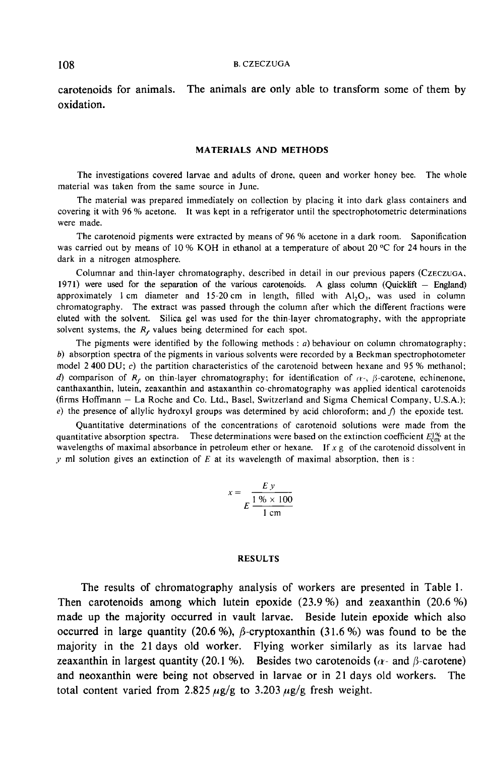carotenoids for animals. The animals are only able to transform some of them by oxidation.

## MATERIALS AND METHODS

The investigations covered larvae and adults of drone, queen and worker honey bee. The whole material was taken from the same source in June.

The material was prepared immediately on collection by placing it into dark glass containers and covering it with 96 % acetone. It was kept in a refrigerator until the spectrophotometric determinations were made.

The carotenoid pigments were extracted by means of 96 % acetone in a dark room. Saponification was carried out by means of 10 % KOH in ethanol at a temperature of about 20 °C for 24 hours in the dark in a nitrogen atmosphere.

Columnar and thin-layer chromatography, described in detail in our previous papers (CZECZUGA, 1971) were used for the separation of the various carotenoids. A glass column (Quicklift – England) approximately 1 cm diameter and 15-20 cm in length, filled with $Al_2O_3$, was used in column chromatography. The extract was passed through the column after which the different fractions were eluted with the solvent. Silica gel was used for the thin-layer chromatography, with the appropriate solvent systems, the $R_f$ values being determined for each spot.

The pigments were identified by the following methods : *a*) behaviour on column chromatography; *b*) absorption spectra of the pigments in various solvents were recorded by a Beckman spectrophotometer model 2 400 DU; *c*) the partition characteristics of the carotenoid between hexane and 95 % methanol; *d*) comparison of $R_f$ on thin-layer chromatography; for identification of $\alpha$-, $\beta$-carotene, echinenone, canthaxanthin, lutein, zeaxanthin and astaxanthin co-chromatography was applied identical carotenoids (firms Hoffmann – La Roche and Co. Ltd., Basel, Switzerland and Sigma Chemical Company, U.S.A.); *e*) the presence of allylic hydroxyl groups was determined by acid chloroform; and *f*) the epoxide test.

Quantitative determinations of the concentrations of carotenoid solutions were made from the quantitative absorption spectra. These determinations were based on the extinction coefficient $E^{1\%}_{cm}$ at the wavelengths of maximal absorbance in petroleum ether or hexane. If $x$ g of the carotenoid dissolvent in $y$ ml solution gives an extinction of $E$ at its wavelength of maximal absorption, then is :

$$x = \frac{E\,y}{E\,\dfrac{1\,\% \times 100}{1\ \text{cm}}}$$

## RESULTS

The results of chromatography analysis of workers are presented in Table 1. Then carotenoids among which lutein epoxide (23.9 %) and zeaxanthin (20.6 %) made up the majority occurred in vault larvae. Beside lutein epoxide which also occurred in large quantity (20.6 %), $\beta$-cryptoxanthin (31.6 %) was found to be the majority in the 21 days old worker. Flying worker similarly as its larvae had zeaxanthin in largest quantity (20.1 %). Besides two carotenoids ($\alpha$- and $\beta$-carotene) and neoxanthin were being not observed in larvae or in 21 days old workers. The total content varied from 2.825 $\mu$g/g to 3.203 $\mu$g/g fresh weight.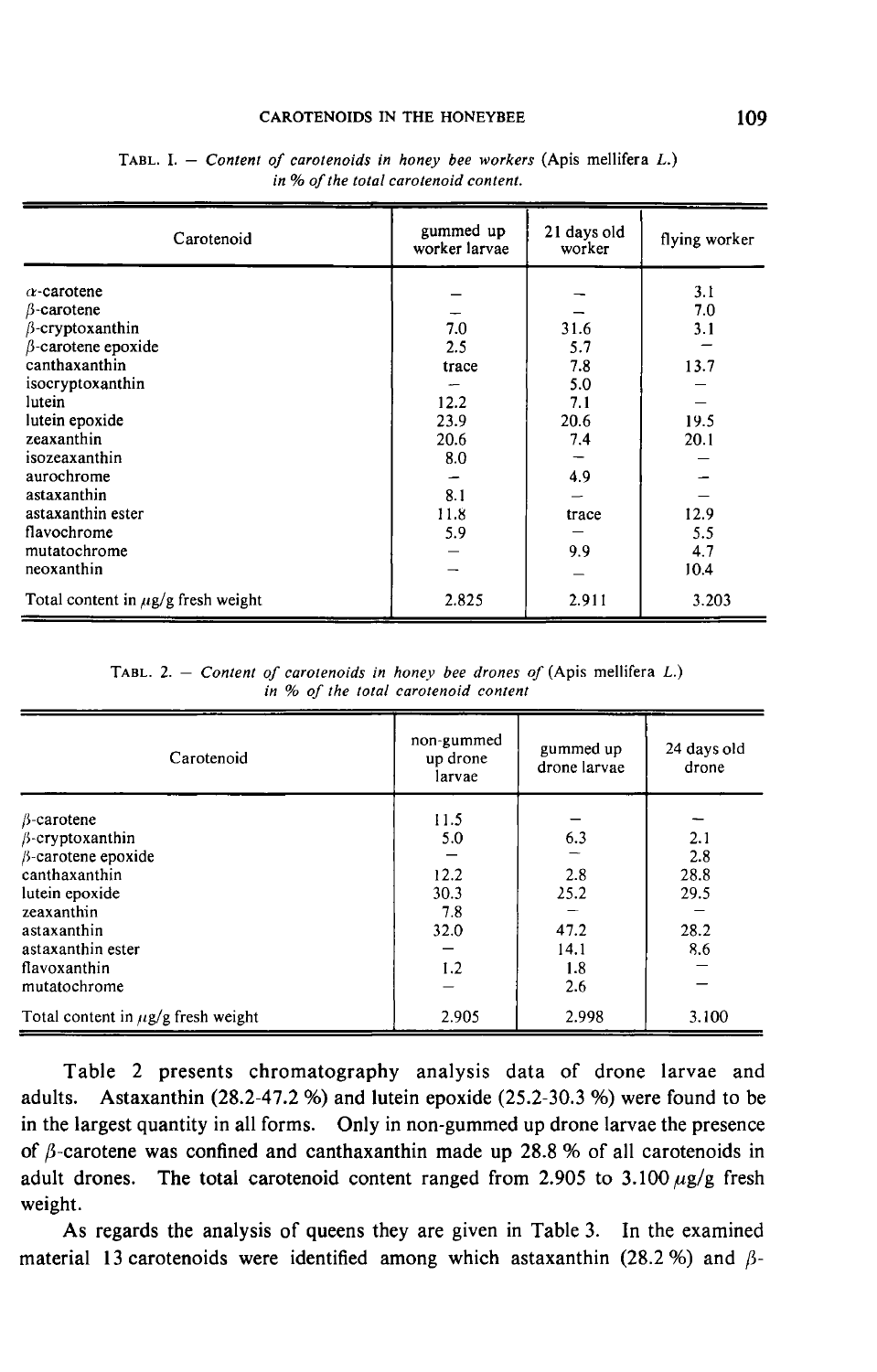TABL. 1. — *Content of carotenoids in honey bee workers* (Apis mellifera *L.*) *in % of the total carotenoid content.*

| Carotenoid | gummed up worker larvae | 21 days old worker | flying worker |
|---|---|---|---|
| α-carotene | – | – | 3.1 |
| β-carotene | – | – | 7.0 |
| β-cryptoxanthin | 7.0 | 31.6 | 3.1 |
| β-carotene epoxide | 2.5 | 5.7 | – |
| canthaxanthin | trace | 7.8 | 13.7 |
| isocryptoxanthin | – | 5.0 | – |
| lutein | 12.2 | 7.1 | – |
| lutein epoxide | 23.9 | 20.6 | 19.5 |
| zeaxanthin | 20.6 | 7.4 | 20.1 |
| isozeaxanthin | 8.0 | – | – |
| aurochrome | – | 4.9 | – |
| astaxanthin | 8.1 | – | – |
| astaxanthin ester | 11.8 | trace | 12.9 |
| flavochrome | 5.9 | – | 5.5 |
| mutatochrome | – | 9.9 | 4.7 |
| neoxanthin | – | – | 10.4 |
| Total content in μg/g fresh weight | 2.825 | 2.911 | 3.203 |

TABL. 2. — *Content of carotenoids in honey bee drones of* (Apis mellifera *L.*) *in % of the total carotenoid content*

| Carotenoid | non-gummed up drone larvae | gummed up drone larvae | 24 days old drone |
|---|---|---|---|
| β-carotene | 11.5 | – | – |
| β-cryptoxanthin | 5.0 | 6.3 | 2.1 |
| β-carotene epoxide | – | – | 2.8 |
| canthaxanthin | 12.2 | 2.8 | 28.8 |
| lutein epoxide | 30.3 | 25.2 | 29.5 |
| zeaxanthin | 7.8 | – | – |
| astaxanthin | 32.0 | 47.2 | 28.2 |
| astaxanthin ester | – | 14.1 | 8.6 |
| flavoxanthin | 1.2 | 1.8 | – |
| mutatochrome | – | 2.6 | – |
| Total content in μg/g fresh weight | 2.905 | 2.998 | 3.100 |

Table 2 presents chromatography analysis data of drone larvae and adults. Astaxanthin (28.2-47.2 %) and lutein epoxide (25.2-30.3 %) were found to be in the largest quantity in all forms. Only in non-gummed up drone larvae the presence of β-carotene was confined and canthaxanthin made up 28.8 % of all carotenoids in adult drones. The total carotenoid content ranged from 2.905 to 3.100 μg/g fresh weight.

As regards the analysis of queens they are given in Table 3. In the examined material 13 carotenoids were identified among which astaxanthin (28.2 %) and β-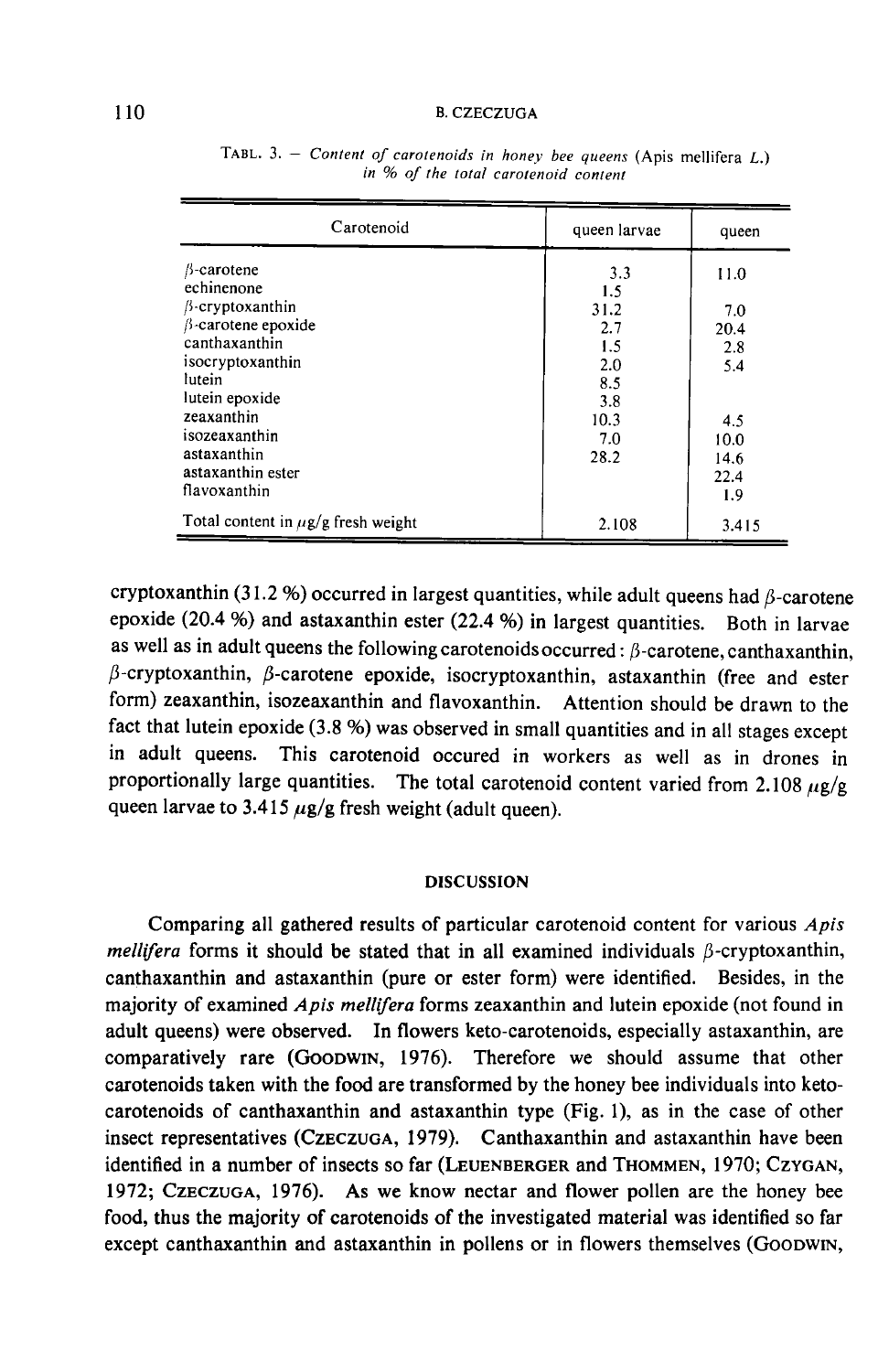TABL. 3. – *Content of carotenoids in honey bee queens* (Apis mellifera *L.*) *in % of the total carotenoid content*

| Carotenoid | queen larvae | queen |
|---|---|---|
| β-carotene | 3.3 | 11.0 |
| echinenone | 1.5 | |
| β-cryptoxanthin | 31.2 | 7.0 |
| β-carotene epoxide | 2.7 | 20.4 |
| canthaxanthin | 1.5 | 2.8 |
| isocryptoxanthin | 2.0 | 5.4 |
| lutein | 8.5 | |
| lutein epoxide | 3.8 | |
| zeaxanthin | 10.3 | 4.5 |
| isozeaxanthin | 7.0 | 10.0 |
| astaxanthin | 28.2 | 14.6 |
| astaxanthin ester | | 22.4 |
| flavoxanthin | | 1.9 |
| Total content in μg/g fresh weight | 2.108 | 3.415 |

cryptoxanthin (31.2 %) occurred in largest quantities, while adult queens had β-carotene epoxide (20.4 %) and astaxanthin ester (22.4 %) in largest quantities. Both in larvae as well as in adult queens the following carotenoids occurred: β-carotene, canthaxanthin, β-cryptoxanthin, β-carotene epoxide, isocryptoxanthin, astaxanthin (free and ester form) zeaxanthin, isozeaxanthin and flavoxanthin. Attention should be drawn to the fact that lutein epoxide (3.8 %) was observed in small quantities and in all stages except in adult queens. This carotenoid occured in workers as well as in drones in proportionally large quantities. The total carotenoid content varied from 2.108 μg/g queen larvae to 3.415 μg/g fresh weight (adult queen).

## DISCUSSION

Comparing all gathered results of particular carotenoid content for various *Apis mellifera* forms it should be stated that in all examined individuals β-cryptoxanthin, canthaxanthin and astaxanthin (pure or ester form) were identified. Besides, in the majority of examined *Apis mellifera* forms zeaxanthin and lutein epoxide (not found in adult queens) were observed. In flowers keto-carotenoids, especially astaxanthin, are comparatively rare (GOODWIN, 1976). Therefore we should assume that other carotenoids taken with the food are transformed by the honey bee individuals into keto-carotenoids of canthaxanthin and astaxanthin type (Fig. 1), as in the case of other insect representatives (CZECZUGA, 1979). Canthaxanthin and astaxanthin have been identified in a number of insects so far (LEUENBERGER and THOMMEN, 1970; CZYGAN, 1972; CZECZUGA, 1976). As we know nectar and flower pollen are the honey bee food, thus the majority of carotenoids of the investigated material was identified so far except canthaxanthin and astaxanthin in pollens or in flowers themselves (GOODWIN,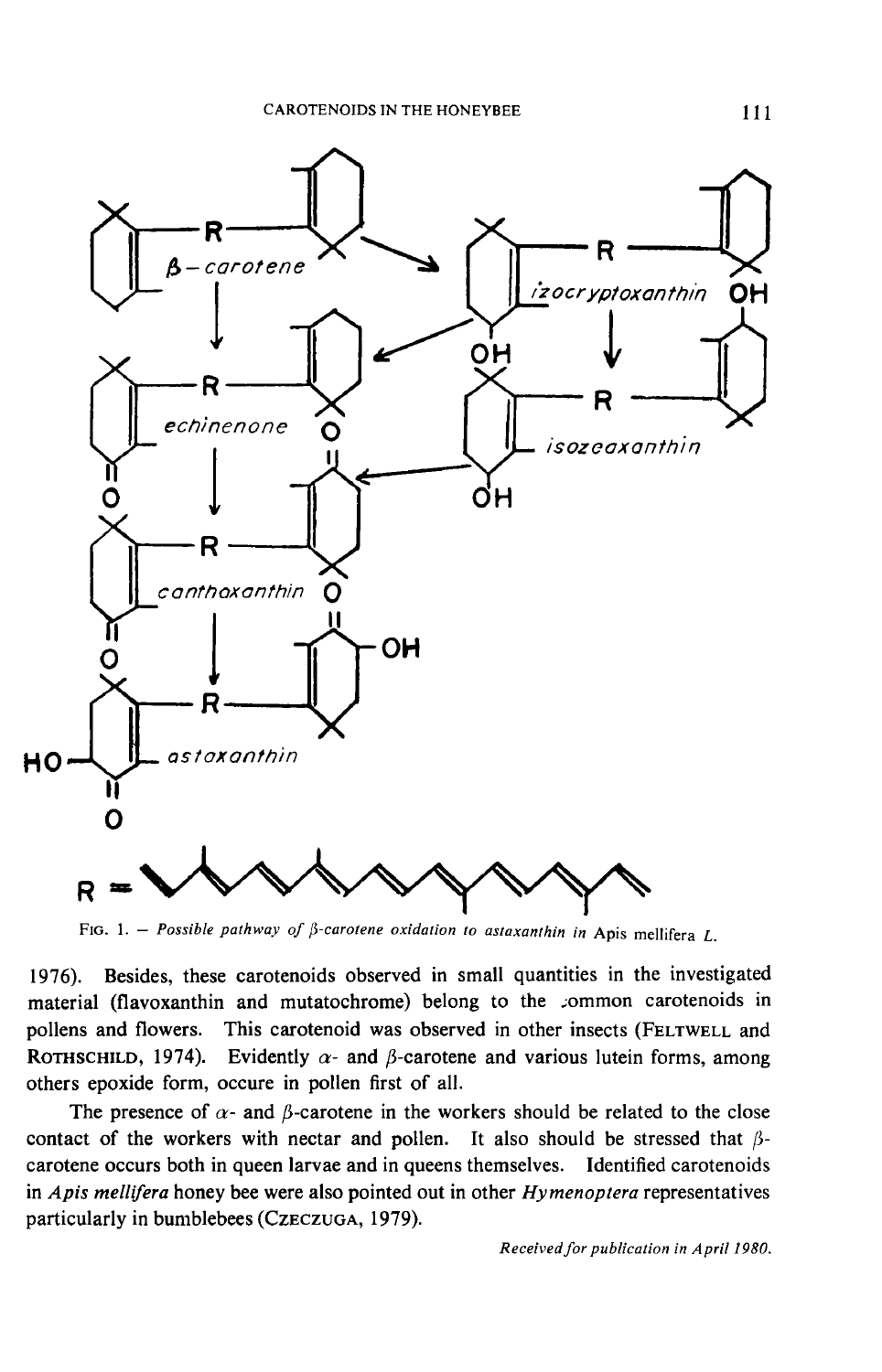FIG. 1. — *Possible pathway of β-carotene oxidation to astaxanthin in* Apis mellifera *L.*

1976). Besides, these carotenoids observed in small quantities in the investigated material (flavoxanthin and mutatochrome) belong to the common carotenoids in pollens and flowers. This carotenoid was observed in other insects (FELTWELL and ROTHSCHILD, 1974). Evidently α- and β-carotene and various lutein forms, among others epoxide form, occure in pollen first of all.

The presence of α- and β-carotene in the workers should be related to the close contact of the workers with nectar and pollen. It also should be stressed that β-carotene occurs both in queen larvae and in queens themselves. Identified carotenoids in *Apis mellifera* honey bee were also pointed out in other *Hymenoptera* representatives particularly in bumblebees (CZECZUGA, 1979).

*Received for publication in April 1980.*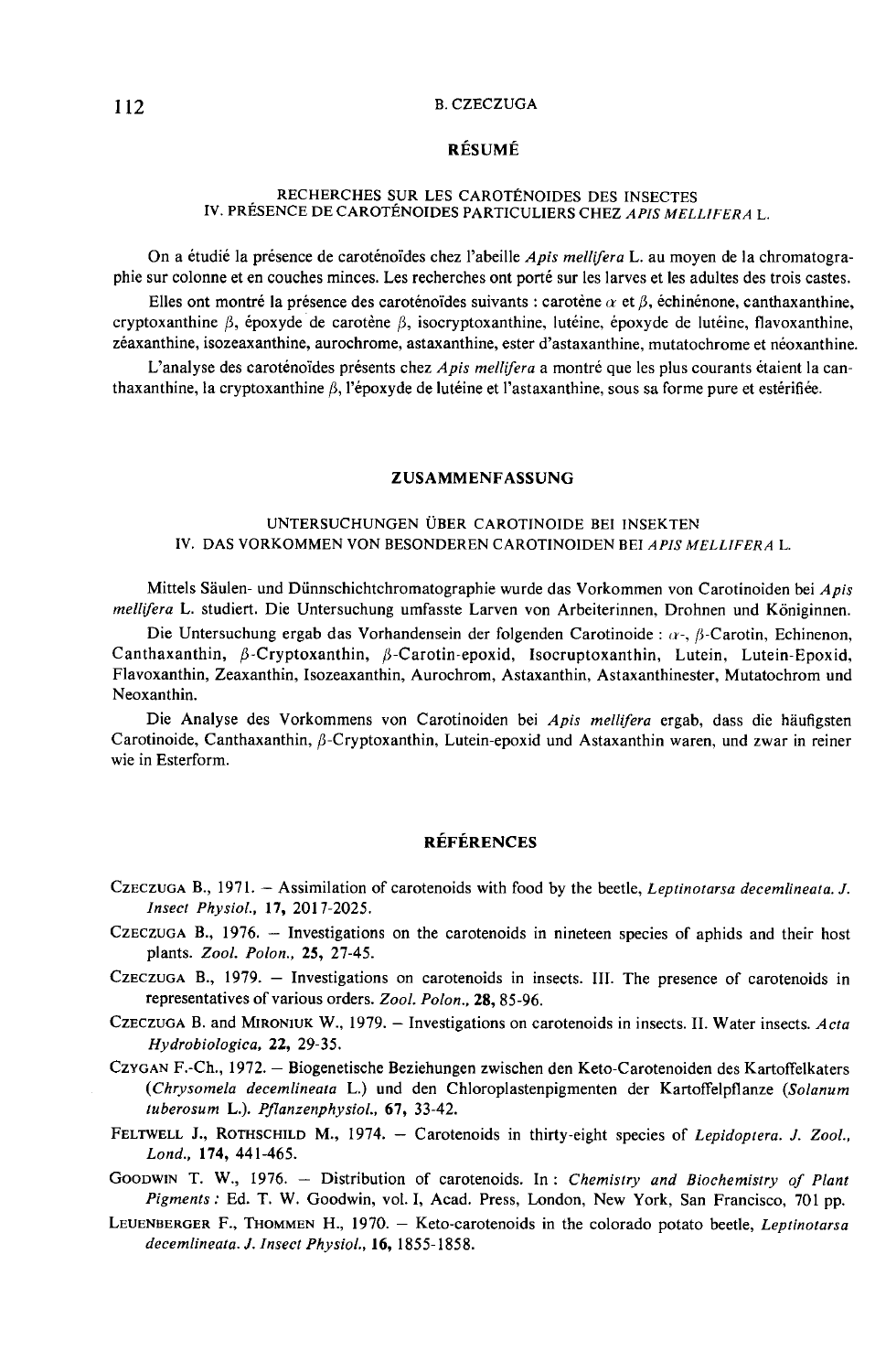## RÉSUMÉ

### RECHERCHES SUR LES CAROTÉNOIDES DES INSECTES IV. PRÉSENCE DE CAROTÉNOIDES PARTICULIERS CHEZ *APIS MELLIFERA* L.

On a étudié la présence de caroténoïdes chez l'abeille *Apis mellifera* L. au moyen de la chromatographie sur colonne et en couches minces. Les recherches ont porté sur les larves et les adultes des trois castes.

Elles ont montré la présence des caroténoïdes suivants : carotène $\alpha$ et $\beta$, échinénone, canthaxanthine, cryptoxanthine $\beta$, époxyde de carotène $\beta$, isocryptoxanthine, lutéine, époxyde de lutéine, flavoxanthine, zéaxanthine, isozeaxanthine, aurochrome, astaxanthine, ester d'astaxanthine, mutatochrome et néoxanthine.

L'analyse des caroténoïdes présents chez *Apis mellifera* a montré que les plus courants étaient la canthaxanthine, la cryptoxanthine $\beta$, l'époxyde de lutéine et l'astaxanthine, sous sa forme pure et estérifiée.

## ZUSAMMENFASSUNG

### UNTERSUCHUNGEN ÜBER CAROTINOIDE BEI INSEKTEN IV. DAS VORKOMMEN VON BESONDEREN CAROTINOIDEN BEI *APIS MELLIFERA* L.

Mittels Säulen- und Dünnschichtchromatographie wurde das Vorkommen von Carotinoiden bei *Apis mellifera* L. studiert. Die Untersuchung umfasste Larven von Arbeiterinnen, Drohnen und Königinnen.

Die Untersuchung ergab das Vorhandensein der folgenden Carotinoide : $\alpha$-, $\beta$-Carotin, Echinenon, Canthaxanthin, $\beta$-Cryptoxanthin, $\beta$-Carotin-epoxid, Isocruptoxanthin, Lutein, Lutein-Epoxid, Flavoxanthin, Zeaxanthin, Isozeaxanthin, Aurochrom, Astaxanthin, Astaxanthinester, Mutatochrom und Neoxanthin.

Die Analyse des Vorkommens von Carotinoiden bei *Apis mellifera* ergab, dass die häufigsten Carotinoide, Canthaxanthin, $\beta$-Cryptoxanthin, Lutein-epoxid und Astaxanthin waren, und zwar in reiner wie in Esterform.

## RÉFÉRENCES

CZECZUGA B., 1971. — Assimilation of carotenoids with food by the beetle, *Leptinotarsa decemlineata*. *J. Insect Physiol.*, **17**, 2017-2025.

CZECZUGA B., 1976. — Investigations on the carotenoids in nineteen species of aphids and their host plants. *Zool. Polon.*, **25**, 27-45.

CZECZUGA B., 1979. — Investigations on carotenoids in insects. III. The presence of carotenoids in representatives of various orders. *Zool. Polon.*, **28**, 85-96.

CZECZUGA B. and MIRONIUK W., 1979. — Investigations on carotenoids in insects. II. Water insects. *Acta Hydrobiologica*, **22**, 29-35.

CZYGAN F.-Ch., 1972. — Biogenetische Beziehungen zwischen den Keto-Carotenoiden des Kartoffelkaters (*Chrysomela decemlineata* L.) und den Chloroplastenpigmenten der Kartoffelpflanze (*Solanum tuberosum* L.). *Pflanzenphysiol.*, **67**, 33-42.

FELTWELL J., ROTHSCHILD M., 1974. — Carotenoids in thirty-eight species of *Lepidoptera*. *J. Zool., Lond.*, **174**, 441-465.

GOODWIN T. W., 1976. — Distribution of carotenoids. In : *Chemistry and Biochemistry of Plant Pigments* : Ed. T. W. Goodwin, vol. I, Acad. Press, London, New York, San Francisco, 701 pp.

LEUENBERGER F., THOMMEN H., 1970. — Keto-carotenoids in the colorado potato beetle, *Leptinotarsa decemlineata*. *J. Insect Physiol.*, **16**, 1855-1858.